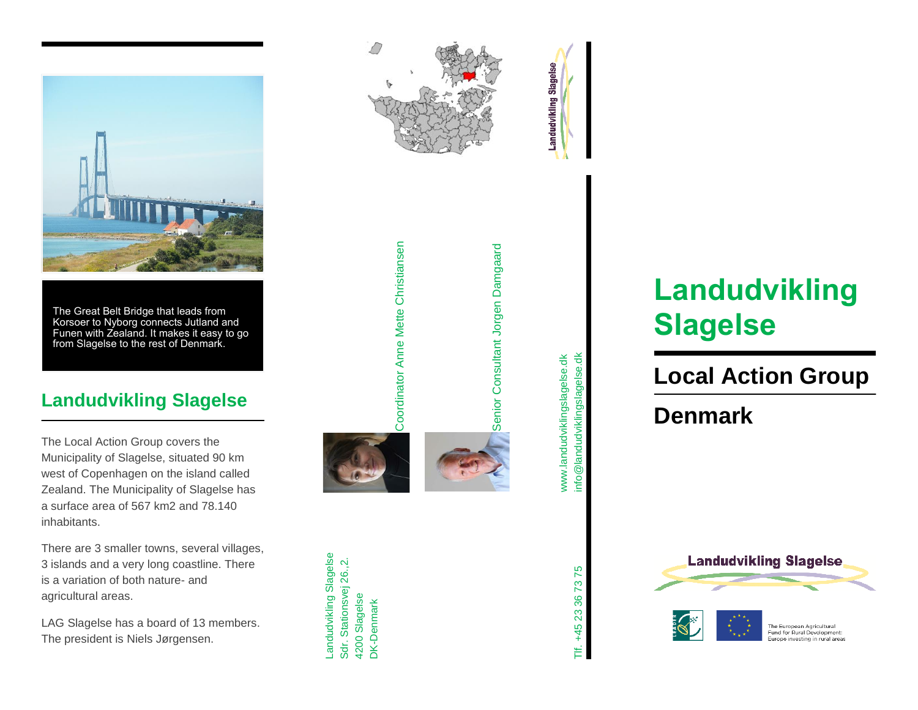The Great Belt Bridge that leads from Korsoer to Nyborg connects Jutland and Funen with Zealand. It makes it easy to go from Slagelse to the rest of Denmark.

## Landudvikling Slagelse

The Local Action Group covers the Municipality of Slagelse, situated 90 km west of Copenhagen on the island called Zealand. The Municipality of Slagelse has a surface area of 567 km2 and 78.140 inhabitants.

There are 3 smaller towns, several villages, 3 islands and a very long coastline. There is a variation of both nature- and agricultural areas.

LAG Slagelse has a board of 13 members. The president is Niels Jørgensen.

Coordinator Anne Mette Christiansen

Senior Consultant Jorgen Damgaard

Landudvikling Slagelse
Sdr. Stationsvej 26,,2.
4200 Slagelse
DK-Denmark

www.landudviklingslagelse.dk
info@landudviklingslagelse.dk

Tlf. +45 23 36 73 75

Landudvikling Slagelse

# Landudvikling Slagelse

## Local Action Group

## Denmark

Landudvikling Slagelse

The European Agricultural Fund for Rural Development: Europe investing in rural areas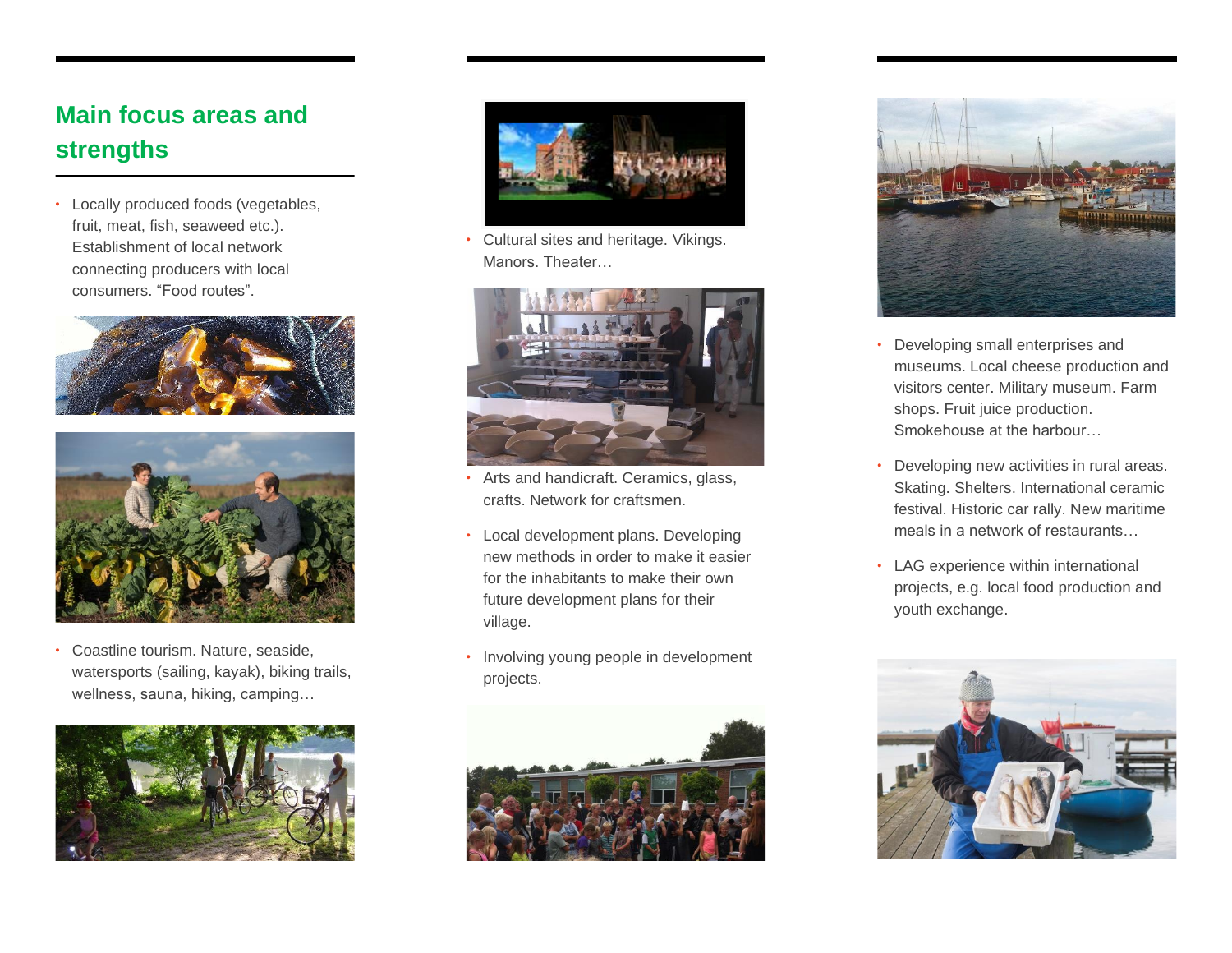## Main focus areas and strengths

- Locally produced foods (vegetables, fruit, meat, fish, seaweed etc.). Establishment of local network connecting producers with local consumers. “Food routes”.
- Coastline tourism. Nature, seaside, watersports (sailing, kayak), biking trails, wellness, sauna, hiking, camping…
- Cultural sites and heritage. Vikings. Manors. Theater…
- Arts and handicraft. Ceramics, glass, crafts. Network for craftsmen.
- Local development plans. Developing new methods in order to make it easier for the inhabitants to make their own future development plans for their village.
- Involving young people in development projects.
- Developing small enterprises and museums. Local cheese production and visitors center. Military museum. Farm shops. Fruit juice production. Smokehouse at the harbour…
- Developing new activities in rural areas. Skating. Shelters. International ceramic festival. Historic car rally. New maritime meals in a network of restaurants…
- LAG experience within international projects, e.g. local food production and youth exchange.